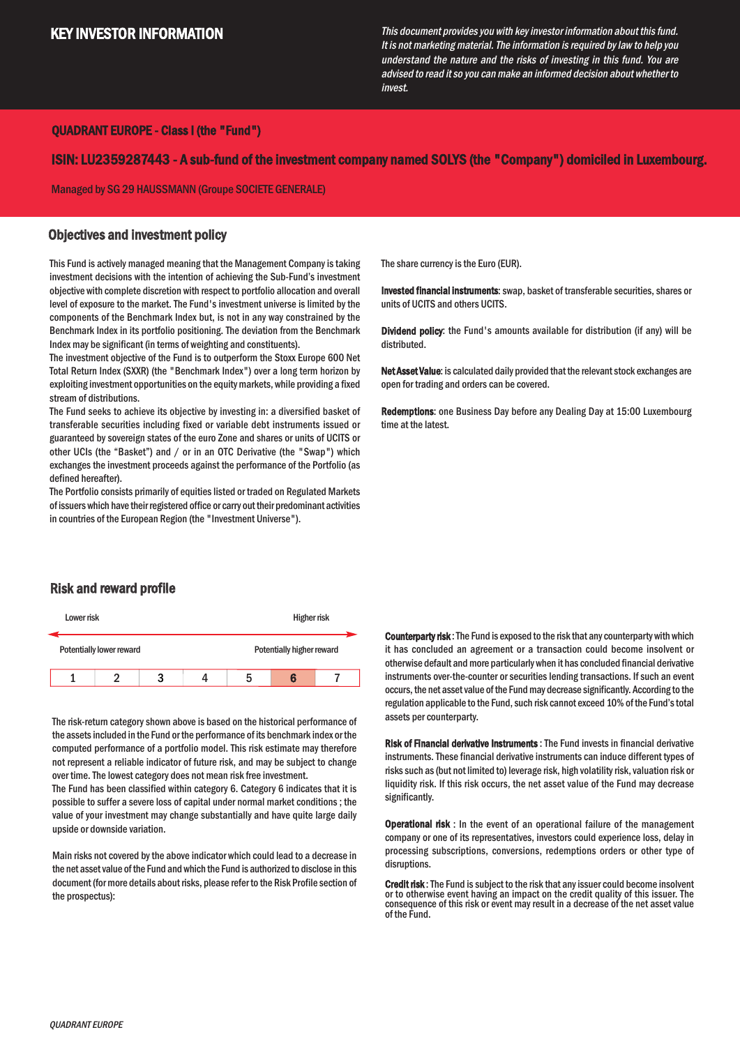# KEY INVESTOR INFORMATION

*This document provides you with key investor information about this fund. It is not marketing material. The information is required by law to help you understand the nature and the risks of investing in this fund. You are advised to read it so you can make an informed decision about whether to invest.*

**QUADRANT EUROPE - Class I (the "Fund")**

**ISIN: LU2359287443 - A sub-fund of the investment company named SOLYS (the "Company") domiciled in Luxembourg.**

Managed by SG 29 HAUSSMANN (Groupe SOCIETE GENERALE)

## Objectives and investment policy

This Fund is actively managed meaning that the Management Company is taking investment decisions with the intention of achieving the Sub-Fund's investment objective with complete discretion with respect to portfolio allocation and overall level of exposure to the market. The Fund's investment universe is limited by the components of the Benchmark Index but, is not in any way constrained by the Benchmark Index in its portfolio positioning. The deviation from the Benchmark Index may be significant (in terms of weighting and constituents).

The investment objective of the Fund is to outperform the Stoxx Europe 600 Net Total Return Index (SXXR) (the "Benchmark Index") over a long term horizon by exploiting investment opportunities on the equity markets, while providing a fixed stream of distributions.

The Fund seeks to achieve its objective by investing in: a diversified basket of transferable securities including fixed or variable debt instruments issued or guaranteed by sovereign states of the euro Zone and shares or units of UCITS or other UCIs (the "Basket") and / or in an OTC Derivative (the "Swap") which exchanges the investment proceeds against the performance of the Portfolio (as defined hereafter).

The Portfolio consists primarily of equities listed or traded on Regulated Markets of issuers which have their registered office or carry out their predominant activities in countries of the European Region (the "Investment Universe").

The share currency is the Euro (EUR).

**Invested financial instruments**: swap, basket of transferable securities, shares or units of UCITS and others UCITS.

**Dividend policy**: the Fund's amounts available for distribution (if any) will be distributed.

**Net Asset Value**: is calculated daily provided that the relevant stock exchanges are open for trading and orders can be covered.

**Redemptions**: one Business Day before any Dealing Day at 15:00 Luxembourg time at the latest.

## Risk and reward profile

| Lower risk | | | | | | Higher risk |
|---|---|---|---|---|---|---|
| Potentially lower reward | | | | | | Potentially higher reward |
| 1 | 2 | 3 | 4 | 5 | **6** | 7 |

The risk-return category shown above is based on the historical performance of the assets included in the Fund or the performance of its benchmark index or the computed performance of a portfolio model. This risk estimate may therefore not represent a reliable indicator of future risk, and may be subject to change over time. The lowest category does not mean risk free investment.

The Fund has been classified within category 6. Category 6 indicates that it is possible to suffer a severe loss of capital under normal market conditions ; the value of your investment may change substantially and have quite large daily upside or downside variation.

Main risks not covered by the above indicator which could lead to a decrease in the net asset value of the Fund and which the Fund is authorized to disclose in this document (for more details about risks, please refer to the Risk Profile section of the prospectus):

**Counterparty risk** : The Fund is exposed to the risk that any counterparty with which it has concluded an agreement or a transaction could become insolvent or otherwise default and more particularly when it has concluded financial derivative instruments over-the-counter or securities lending transactions. If such an event occurs, the net asset value of the Fund may decrease significantly. According to the regulation applicable to the Fund, such risk cannot exceed 10% of the Fund's total assets per counterparty.

**Risk of Financial derivative Instruments** : The Fund invests in financial derivative instruments. These financial derivative instruments can induce different types of risks such as (but not limited to) leverage risk, high volatility risk, valuation risk or liquidity risk. If this risk occurs, the net asset value of the Fund may decrease significantly.

**Operational risk** : In the event of an operational failure of the management company or one of its representatives, investors could experience loss, delay in processing subscriptions, conversions, redemptions orders or other type of disruptions.

**Credit risk** : The Fund is subject to the risk that any issuer could become insolvent or to otherwise event having an impact on the credit quality of this issuer. The consequence of this risk or event may result in a decrease of the net asset value of the Fund.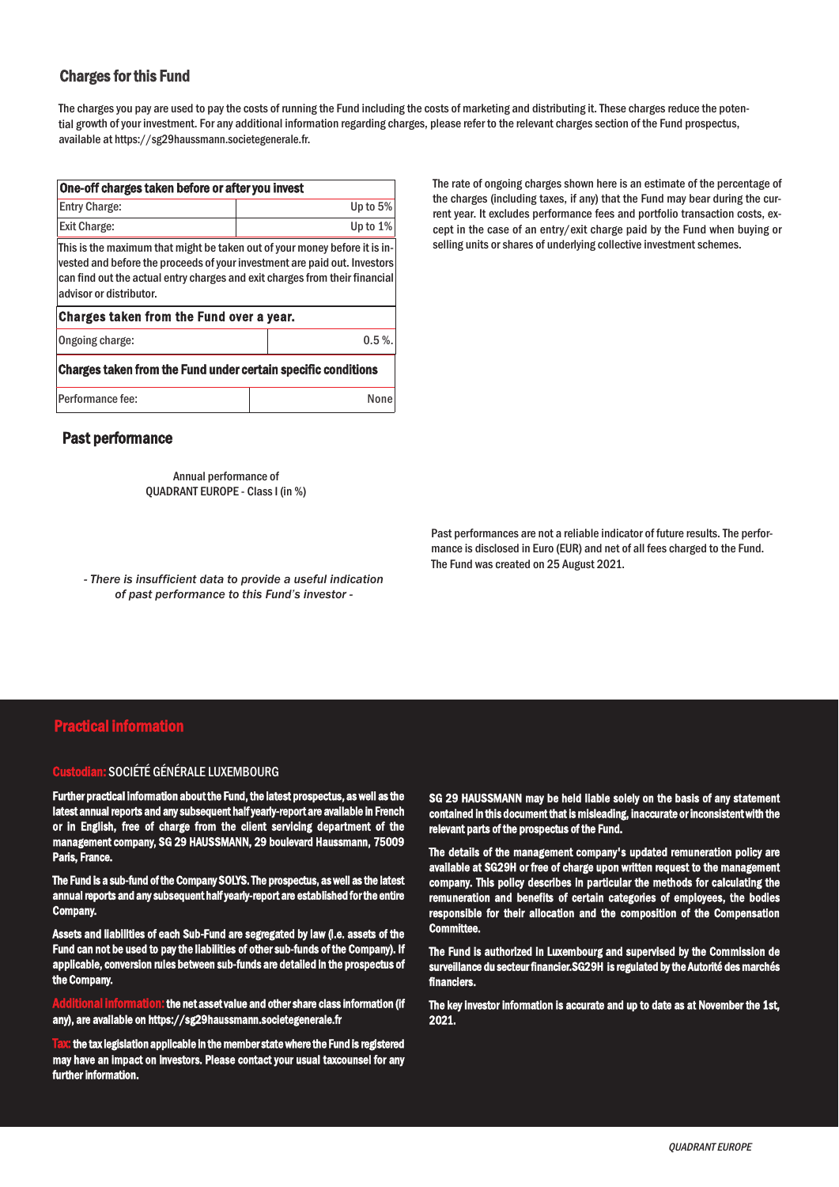## Charges for this Fund

The charges you pay are used to pay the costs of running the Fund including the costs of marketing and distributing it. These charges reduce the potential growth of your investment. For any additional information regarding charges, please refer to the relevant charges section of the Fund prospectus, available at https://sg29haussmann.societegenerale.fr.

| One-off charges taken before or after you invest | |
|---|---|
| Entry Charge: | Up to 5% |
| Exit Charge: | Up to 1% |
| This is the maximum that might be taken out of your money before it is invested and before the proceeds of your investment are paid out. Investors can find out the actual entry charges and exit charges from their financial advisor or distributor. | |
| **Charges taken from the Fund over a year.** | |
| Ongoing charge: | 0.5 %. |
| **Charges taken from the Fund under certain specific conditions** | |
| Performance fee: | None |

The rate of ongoing charges shown here is an estimate of the percentage of the charges (including taxes, if any) that the Fund may bear during the current year. It excludes performance fees and portfolio transaction costs, except in the case of an entry/exit charge paid by the Fund when buying or selling units or shares of underlying collective investment schemes.

## Past performance

Annual performance of
QUADRANT EUROPE - Class I (in %)

*- There is insufficient data to provide a useful indication of past performance to this Fund's investor -*

Past performances are not a reliable indicator of future results. The performance is disclosed in Euro (EUR) and net of all fees charged to the Fund. The Fund was created on 25 August 2021.

## Practical information

**Custodian:** SOCIÉTÉ GÉNÉRALE LUXEMBOURG

Further practical information about the Fund, the latest prospectus, as well as the latest annual reports and any subsequent half yearly-report are available in French or in English, free of charge from the client servicing department of the management company, SG 29 HAUSSMANN, 29 boulevard Haussmann, 75009 Paris, France.

The Fund is a sub-fund of the Company SOLYS. The prospectus, as well as the latest annual reports and any subsequent half yearly-report are established for the entire Company.

Assets and liabilities of each Sub-Fund are segregated by law (i.e. assets of the Fund can not be used to pay the liabilities of other sub-funds of the Company). If applicable, conversion rules between sub-funds are detailed in the prospectus of the Company.

**Additional information:** the net asset value and other share class information (if any), are available on https://sg29haussmann.societegenerale.fr

**Tax:** the tax legislation applicable in the member state where the Fund is registered may have an impact on investors. Please contact your usual taxcounsel for any further information.

SG 29 HAUSSMANN may be held liable solely on the basis of any statement contained in this document that is misleading, inaccurate or inconsistent with the relevant parts of the prospectus of the Fund.

The details of the management company's updated remuneration policy are available at SG29H or free of charge upon written request to the management company. This policy describes in particular the methods for calculating the remuneration and benefits of certain categories of employees, the bodies responsible for their allocation and the composition of the Compensation Committee.

The Fund is authorized in Luxembourg and supervised by the Commission de surveillance du secteur financier.SG29H is regulated by the Autorité des marchés financiers.

The key investor information is accurate and up to date as at November the 1st, 2021.